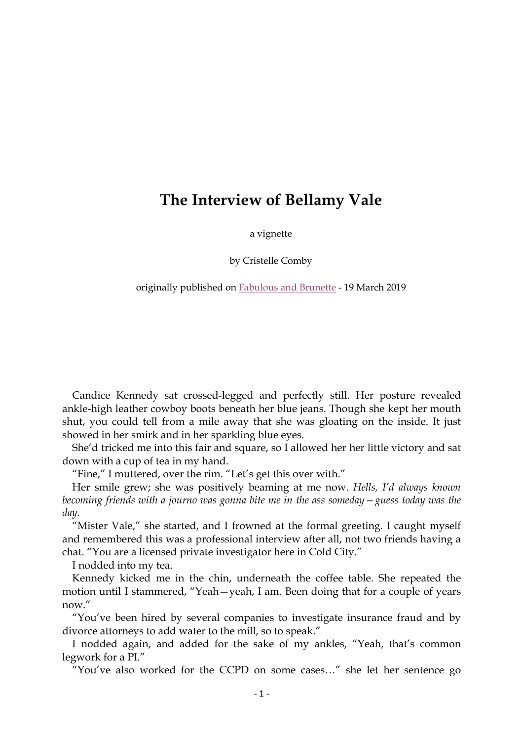# The Interview of Bellamy Vale

a vignette

by Cristelle Comby

originally published on Fabulous and Brunette - 19 March 2019

Candice Kennedy sat crossed-legged and perfectly still. Her posture revealed ankle-high leather cowboy boots beneath her blue jeans. Though she kept her mouth shut, you could tell from a mile away that she was gloating on the inside. It just showed in her smirk and in her sparkling blue eyes.

She'd tricked me into this fair and square, so I allowed her her little victory and sat down with a cup of tea in my hand.

"Fine," I muttered, over the rim. "Let's get this over with."

Her smile grew; she was positively beaming at me now. *Hells, I'd always known becoming friends with a journo was gonna bite me in the ass someday—guess today was the day.*

"Mister Vale," she started, and I frowned at the formal greeting. I caught myself and remembered this was a professional interview after all, not two friends having a chat. "You are a licensed private investigator here in Cold City."

I nodded into my tea.

Kennedy kicked me in the chin, underneath the coffee table. She repeated the motion until I stammered, "Yeah—yeah, I am. Been doing that for a couple of years now."

"You've been hired by several companies to investigate insurance fraud and by divorce attorneys to add water to the mill, so to speak."

I nodded again, and added for the sake of my ankles, "Yeah, that's common legwork for a PI."

"You've also worked for the CCPD on some cases…" she let her sentence go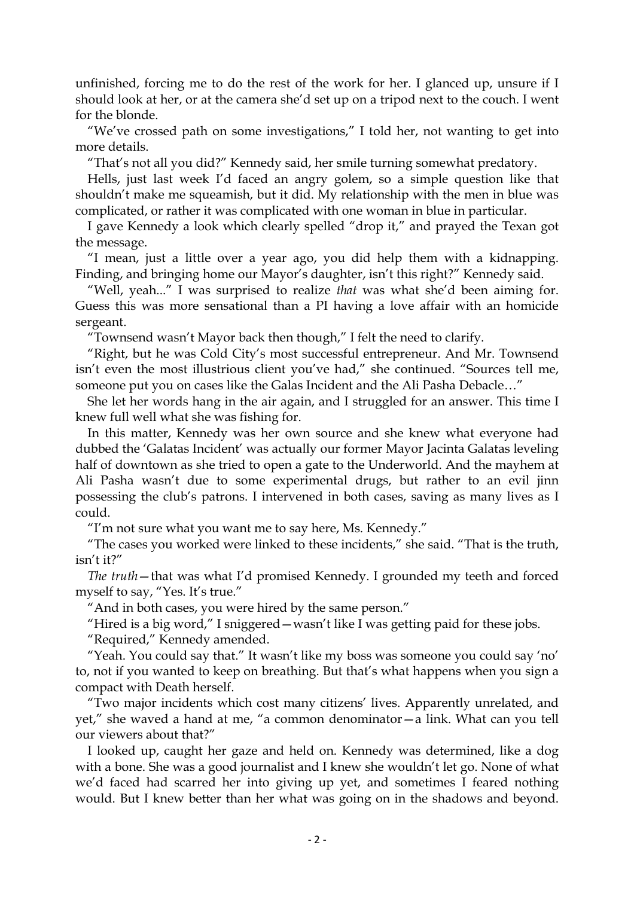unfinished, forcing me to do the rest of the work for her. I glanced up, unsure if I should look at her, or at the camera she'd set up on a tripod next to the couch. I went for the blonde.

"We've crossed path on some investigations," I told her, not wanting to get into more details.

"That's not all you did?" Kennedy said, her smile turning somewhat predatory.

Hells, just last week I'd faced an angry golem, so a simple question like that shouldn't make me squeamish, but it did. My relationship with the men in blue was complicated, or rather it was complicated with one woman in blue in particular.

I gave Kennedy a look which clearly spelled "drop it," and prayed the Texan got the message.

"I mean, just a little over a year ago, you did help them with a kidnapping. Finding, and bringing home our Mayor's daughter, isn't this right?" Kennedy said.

"Well, yeah..." I was surprised to realize *that* was what she'd been aiming for. Guess this was more sensational than a PI having a love affair with an homicide sergeant.

"Townsend wasn't Mayor back then though," I felt the need to clarify.

"Right, but he was Cold City's most successful entrepreneur. And Mr. Townsend isn't even the most illustrious client you've had," she continued. "Sources tell me, someone put you on cases like the Galas Incident and the Ali Pasha Debacle…"

She let her words hang in the air again, and I struggled for an answer. This time I knew full well what she was fishing for.

In this matter, Kennedy was her own source and she knew what everyone had dubbed the 'Galatas Incident' was actually our former Mayor Jacinta Galatas leveling half of downtown as she tried to open a gate to the Underworld. And the mayhem at Ali Pasha wasn't due to some experimental drugs, but rather to an evil jinn possessing the club's patrons. I intervened in both cases, saving as many lives as I could.

"I'm not sure what you want me to say here, Ms. Kennedy."

"The cases you worked were linked to these incidents," she said. "That is the truth, isn't it?"

*The truth*—that was what I'd promised Kennedy. I grounded my teeth and forced myself to say, "Yes. It's true."

"And in both cases, you were hired by the same person."

"Hired is a big word," I sniggered—wasn't like I was getting paid for these jobs.

"Required," Kennedy amended.

"Yeah. You could say that." It wasn't like my boss was someone you could say 'no' to, not if you wanted to keep on breathing. But that's what happens when you sign a compact with Death herself.

"Two major incidents which cost many citizens' lives. Apparently unrelated, and yet," she waved a hand at me, "a common denominator—a link. What can you tell our viewers about that?"

I looked up, caught her gaze and held on. Kennedy was determined, like a dog with a bone. She was a good journalist and I knew she wouldn't let go. None of what we'd faced had scarred her into giving up yet, and sometimes I feared nothing would. But I knew better than her what was going on in the shadows and beyond.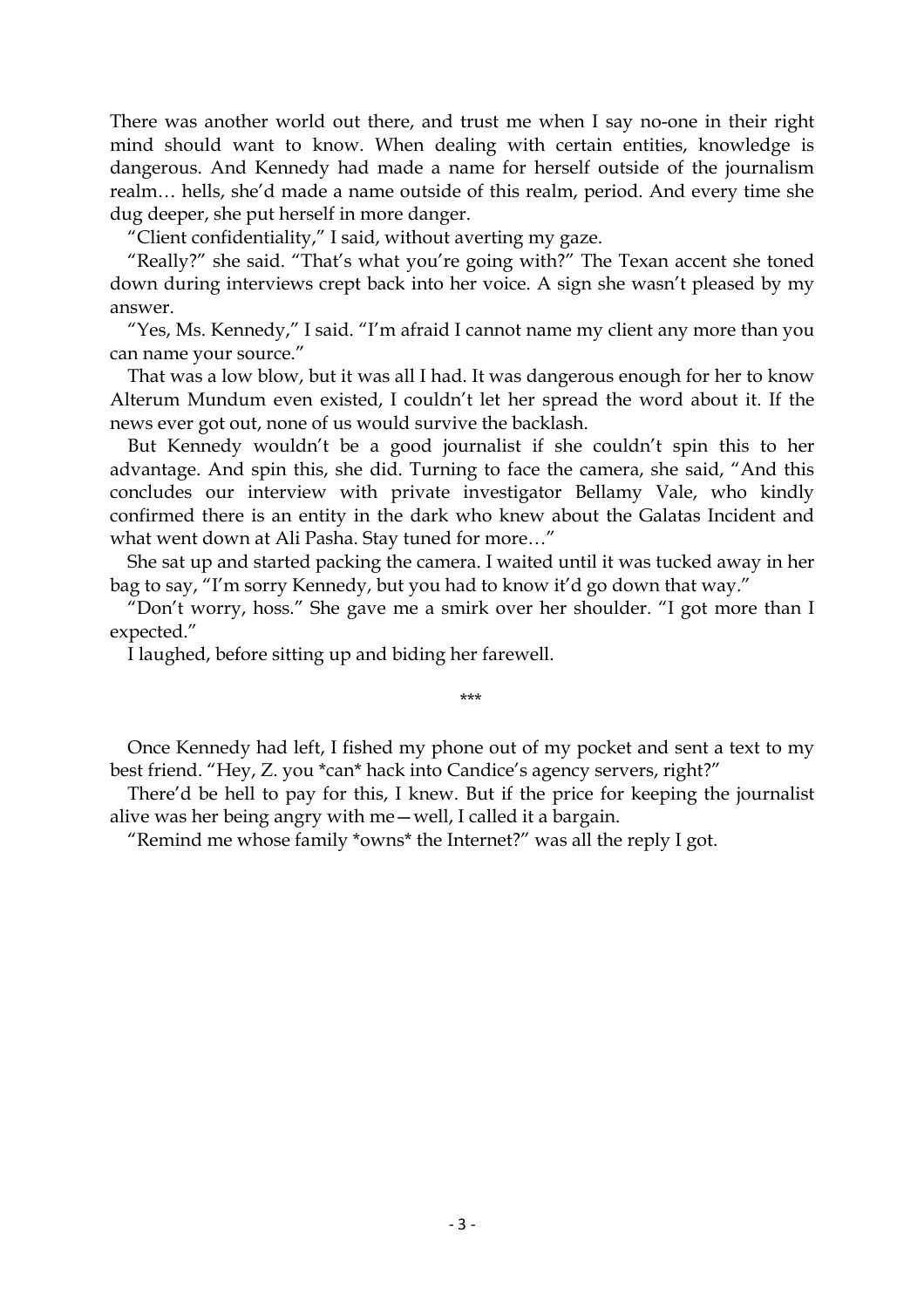There was another world out there, and trust me when I say no-one in their right mind should want to know. When dealing with certain entities, knowledge is dangerous. And Kennedy had made a name for herself outside of the journalism realm… hells, she'd made a name outside of this realm, period. And every time she dug deeper, she put herself in more danger.

"Client confidentiality," I said, without averting my gaze.

"Really?" she said. "That's what you're going with?" The Texan accent she toned down during interviews crept back into her voice. A sign she wasn't pleased by my answer.

"Yes, Ms. Kennedy," I said. "I'm afraid I cannot name my client any more than you can name your source."

That was a low blow, but it was all I had. It was dangerous enough for her to know Alterum Mundum even existed, I couldn't let her spread the word about it. If the news ever got out, none of us would survive the backlash.

But Kennedy wouldn't be a good journalist if she couldn't spin this to her advantage. And spin this, she did. Turning to face the camera, she said, "And this concludes our interview with private investigator Bellamy Vale, who kindly confirmed there is an entity in the dark who knew about the Galatas Incident and what went down at Ali Pasha. Stay tuned for more…"

She sat up and started packing the camera. I waited until it was tucked away in her bag to say, "I'm sorry Kennedy, but you had to know it'd go down that way."

"Don't worry, hoss." She gave me a smirk over her shoulder. "I got more than I expected."

I laughed, before sitting up and biding her farewell.

\*\*\*

Once Kennedy had left, I fished my phone out of my pocket and sent a text to my best friend. "Hey, Z. you *can* hack into Candice's agency servers, right?"

There'd be hell to pay for this, I knew. But if the price for keeping the journalist alive was her being angry with me—well, I called it a bargain.

"Remind me whose family *owns* the Internet?" was all the reply I got.